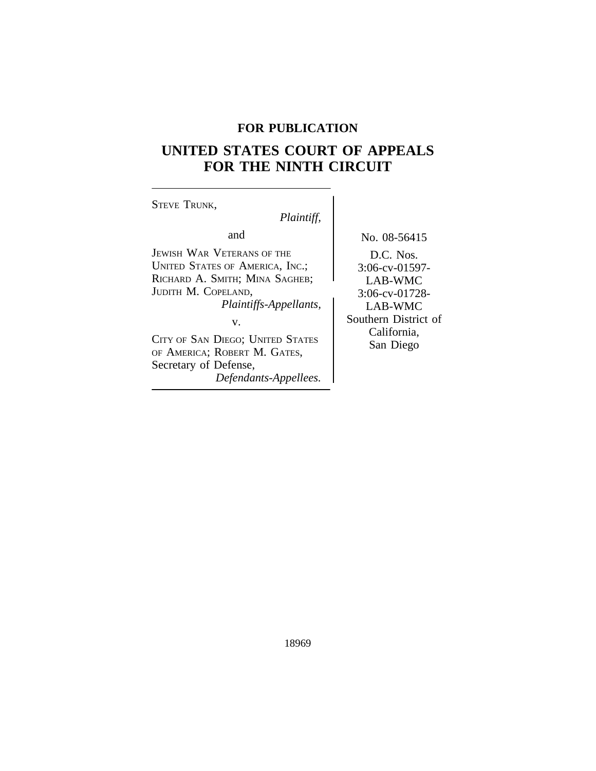**FOR PUBLICATION**

# UNITED STATES COURT OF APPEALS FOR THE NINTH CIRCUIT

STEVE TRUNK,
*Plaintiff,*

and

JEWISH WAR VETERANS OF THE UNITED STATES OF AMERICA, INC.; RICHARD A. SMITH; MINA SAGHEB; JUDITH M. COPELAND,
*Plaintiffs-Appellants,*

v.

CITY OF SAN DIEGO; UNITED STATES OF AMERICA; ROBERT M. GATES, Secretary of Defense,
*Defendants-Appellees.*

No. 08-56415

D.C. Nos.
3:06-cv-01597-LAB-WMC
3:06-cv-01728-LAB-WMC
Southern District of California, San Diego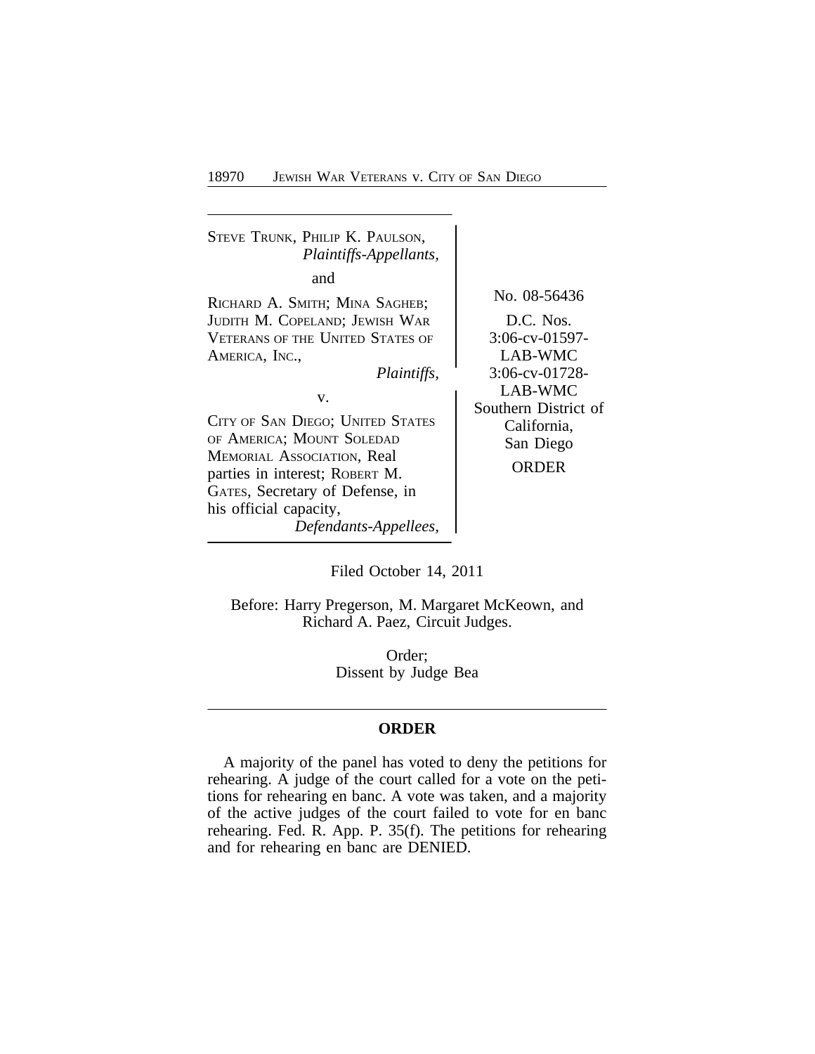STEVE TRUNK, PHILIP K. PAULSON,
*Plaintiffs-Appellants,*

and

RICHARD A. SMITH; MINA SAGHEB; JUDITH M. COPELAND; JEWISH WAR VETERANS OF THE UNITED STATES OF AMERICA, INC.,
*Plaintiffs,*

v.

CITY OF SAN DIEGO; UNITED STATES OF AMERICA; MOUNT SOLEDAD MEMORIAL ASSOCIATION, Real parties in interest; ROBERT M. GATES, Secretary of Defense, in his official capacity,
*Defendants-Appellees,*

No. 08-56436

D.C. Nos. 3:06-cv-01597-LAB-WMC 3:06-cv-01728-LAB-WMC

Southern District of California, San Diego

ORDER

Filed October 14, 2011

Before: Harry Pregerson, M. Margaret McKeown, and Richard A. Paez, Circuit Judges.

Order;
Dissent by Judge Bea

## ORDER

A majority of the panel has voted to deny the petitions for rehearing. A judge of the court called for a vote on the petitions for rehearing en banc. A vote was taken, and a majority of the active judges of the court failed to vote for en banc rehearing. Fed. R. App. P. 35(f). The petitions for rehearing and for rehearing en banc are DENIED.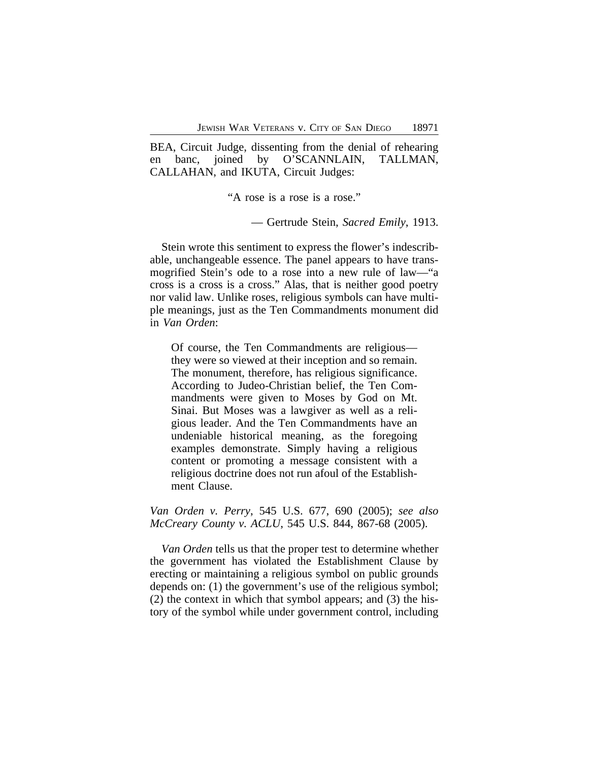BEA, Circuit Judge, dissenting from the denial of rehearing en banc, joined by O'SCANNLAIN, TALLMAN, CALLAHAN, and IKUTA, Circuit Judges:

> "A rose is a rose is a rose."
>
> — Gertrude Stein, *Sacred Emily*, 1913.

Stein wrote this sentiment to express the flower's indescribable, unchangeable essence. The panel appears to have transmogrified Stein's ode to a rose into a new rule of law—"a cross is a cross is a cross." Alas, that is neither good poetry nor valid law. Unlike roses, religious symbols can have multiple meanings, just as the Ten Commandments monument did in *Van Orden*:

> Of course, the Ten Commandments are religious—they were so viewed at their inception and so remain. The monument, therefore, has religious significance. According to Judeo-Christian belief, the Ten Commandments were given to Moses by God on Mt. Sinai. But Moses was a lawgiver as well as a religious leader. And the Ten Commandments have an undeniable historical meaning, as the foregoing examples demonstrate. Simply having a religious content or promoting a message consistent with a religious doctrine does not run afoul of the Establishment Clause.

*Van Orden v. Perry*, 545 U.S. 677, 690 (2005); *see also McCreary County v. ACLU*, 545 U.S. 844, 867-68 (2005).

*Van Orden* tells us that the proper test to determine whether the government has violated the Establishment Clause by erecting or maintaining a religious symbol on public grounds depends on: (1) the government's use of the religious symbol; (2) the context in which that symbol appears; and (3) the history of the symbol while under government control, including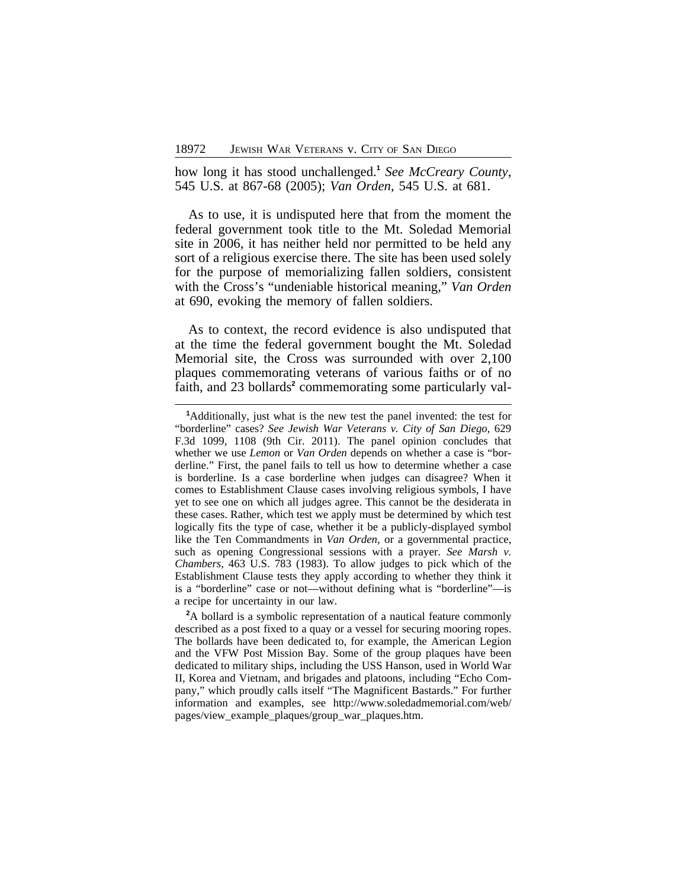how long it has stood unchallenged.[1] *See McCreary County*, 545 U.S. at 867-68 (2005); *Van Orden*, 545 U.S. at 681.

As to use, it is undisputed here that from the moment the federal government took title to the Mt. Soledad Memorial site in 2006, it has neither held nor permitted to be held any sort of a religious exercise there. The site has been used solely for the purpose of memorializing fallen soldiers, consistent with the Cross's "undeniable historical meaning," *Van Orden* at 690, evoking the memory of fallen soldiers.

As to context, the record evidence is also undisputed that at the time the federal government bought the Mt. Soledad Memorial site, the Cross was surrounded with over 2,100 plaques commemorating veterans of various faiths or of no faith, and 23 bollards[2] commemorating some particularly val-

---

[1]Additionally, just what is the new test the panel invented: the test for "borderline" cases? *See Jewish War Veterans v. City of San Diego*, 629 F.3d 1099, 1108 (9th Cir. 2011). The panel opinion concludes that whether we use *Lemon* or *Van Orden* depends on whether a case is "borderline." First, the panel fails to tell us how to determine whether a case is borderline. Is a case borderline when judges can disagree? When it comes to Establishment Clause cases involving religious symbols, I have yet to see one on which all judges agree. This cannot be the desiderata in these cases. Rather, which test we apply must be determined by which test logically fits the type of case, whether it be a publicly-displayed symbol like the Ten Commandments in *Van Orden*, or a governmental practice, such as opening Congressional sessions with a prayer. *See Marsh v. Chambers*, 463 U.S. 783 (1983). To allow judges to pick which of the Establishment Clause tests they apply according to whether they think it is a "borderline" case or not—without defining what is "borderline"—is a recipe for uncertainty in our law.

[2]A bollard is a symbolic representation of a nautical feature commonly described as a post fixed to a quay or a vessel for securing mooring ropes. The bollards have been dedicated to, for example, the American Legion and the VFW Post Mission Bay. Some of the group plaques have been dedicated to military ships, including the USS Hanson, used in World War II, Korea and Vietnam, and brigades and platoons, including "Echo Company," which proudly calls itself "The Magnificent Bastards." For further information and examples, see http://www.soledadmemorial.com/web/pages/view_example_plaques/group_war_plaques.htm.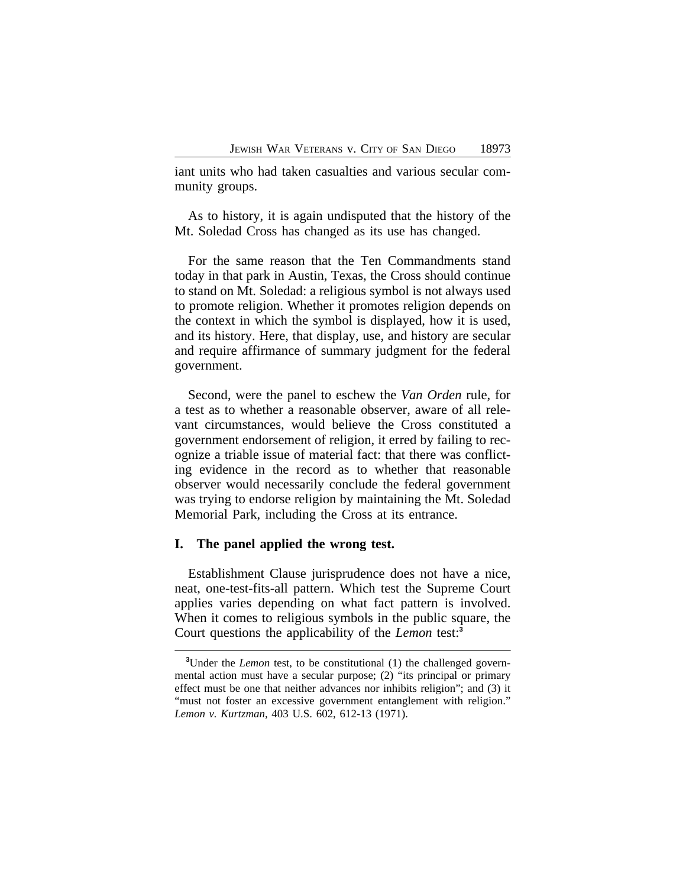iant units who had taken casualties and various secular community groups.

As to history, it is again undisputed that the history of the Mt. Soledad Cross has changed as its use has changed.

For the same reason that the Ten Commandments stand today in that park in Austin, Texas, the Cross should continue to stand on Mt. Soledad: a religious symbol is not always used to promote religion. Whether it promotes religion depends on the context in which the symbol is displayed, how it is used, and its history. Here, that display, use, and history are secular and require affirmance of summary judgment for the federal government.

Second, were the panel to eschew the *Van Orden* rule, for a test as to whether a reasonable observer, aware of all relevant circumstances, would believe the Cross constituted a government endorsement of religion, it erred by failing to recognize a triable issue of material fact: that there was conflicting evidence in the record as to whether that reasonable observer would necessarily conclude the federal government was trying to endorse religion by maintaining the Mt. Soledad Memorial Park, including the Cross at its entrance.

## I. The panel applied the wrong test.

Establishment Clause jurisprudence does not have a nice, neat, one-test-fits-all pattern. Which test the Supreme Court applies varies depending on what fact pattern is involved. When it comes to religious symbols in the public square, the Court questions the applicability of the *Lemon* test:[3]

---

[3]Under the *Lemon* test, to be constitutional (1) the challenged governmental action must have a secular purpose; (2) "its principal or primary effect must be one that neither advances nor inhibits religion"; and (3) it "must not foster an excessive government entanglement with religion." *Lemon v. Kurtzman*, 403 U.S. 602, 612-13 (1971).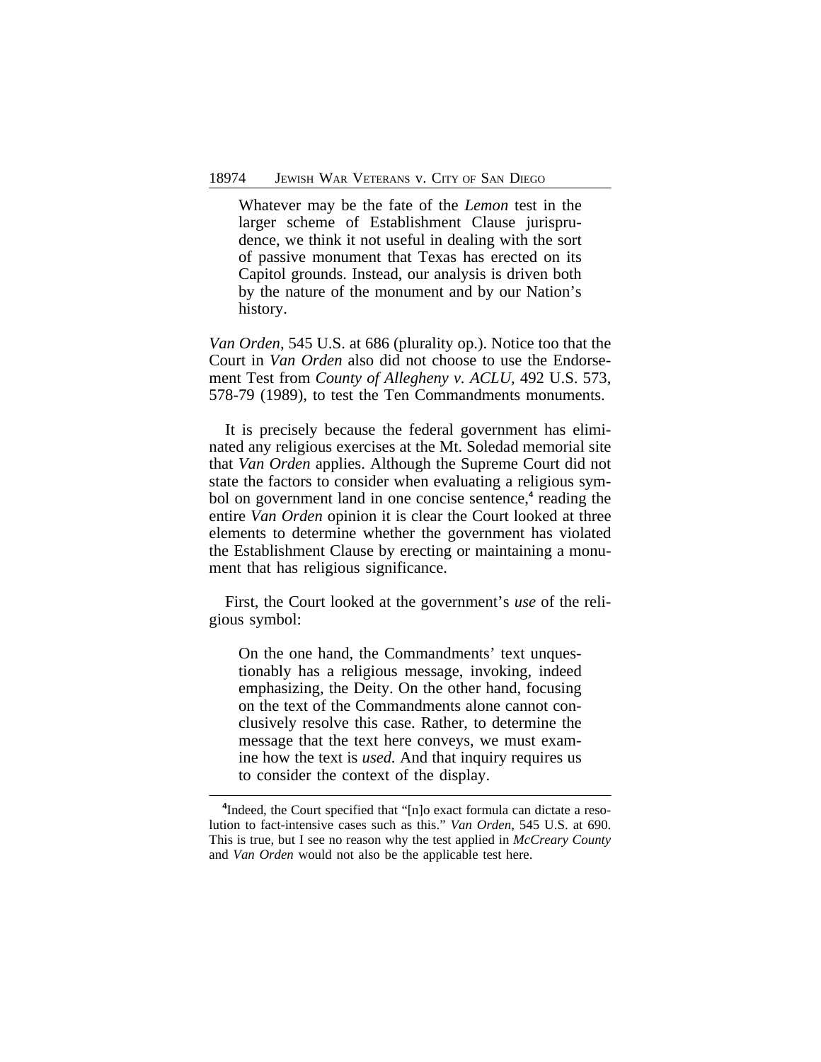> Whatever may be the fate of the *Lemon* test in the larger scheme of Establishment Clause jurisprudence, we think it not useful in dealing with the sort of passive monument that Texas has erected on its Capitol grounds. Instead, our analysis is driven both by the nature of the monument and by our Nation's history.

*Van Orden*, 545 U.S. at 686 (plurality op.). Notice too that the Court in *Van Orden* also did not choose to use the Endorsement Test from *County of Allegheny v. ACLU*, 492 U.S. 573, 578-79 (1989), to test the Ten Commandments monuments.

It is precisely because the federal government has eliminated any religious exercises at the Mt. Soledad memorial site that *Van Orden* applies. Although the Supreme Court did not state the factors to consider when evaluating a religious symbol on government land in one concise sentence,[4] reading the entire *Van Orden* opinion it is clear the Court looked at three elements to determine whether the government has violated the Establishment Clause by erecting or maintaining a monument that has religious significance.

First, the Court looked at the government's *use* of the religious symbol:

> On the one hand, the Commandments' text unquestionably has a religious message, invoking, indeed emphasizing, the Deity. On the other hand, focusing on the text of the Commandments alone cannot conclusively resolve this case. Rather, to determine the message that the text here conveys, we must examine how the text is *used.* And that inquiry requires us to consider the context of the display.

[4] Indeed, the Court specified that "[n]o exact formula can dictate a resolution to fact-intensive cases such as this." *Van Orden*, 545 U.S. at 690. This is true, but I see no reason why the test applied in *McCreary County* and *Van Orden* would not also be the applicable test here.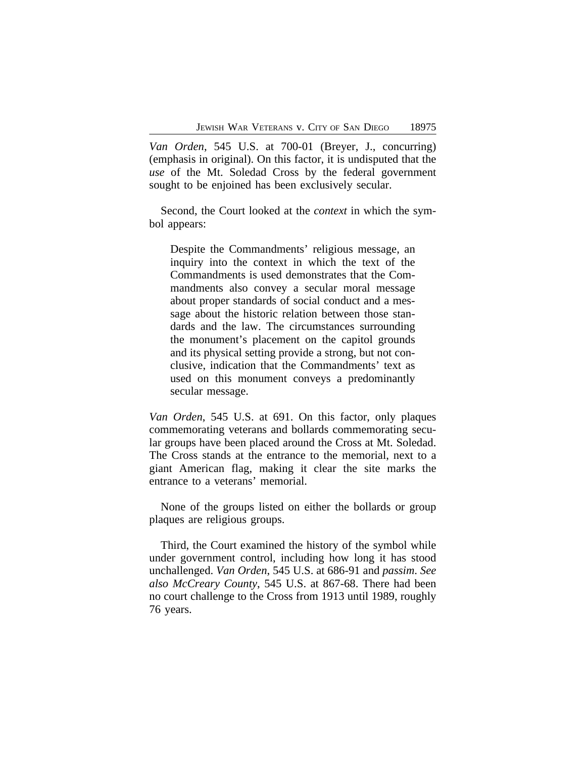*Van Orden*, 545 U.S. at 700-01 (Breyer, J., concurring) (emphasis in original). On this factor, it is undisputed that the *use* of the Mt. Soledad Cross by the federal government sought to be enjoined has been exclusively secular.

Second, the Court looked at the *context* in which the symbol appears:

> Despite the Commandments' religious message, an inquiry into the context in which the text of the Commandments is used demonstrates that the Commandments also convey a secular moral message about proper standards of social conduct and a message about the historic relation between those standards and the law. The circumstances surrounding the monument's placement on the capitol grounds and its physical setting provide a strong, but not conclusive, indication that the Commandments' text as used on this monument conveys a predominantly secular message.

*Van Orden*, 545 U.S. at 691. On this factor, only plaques commemorating veterans and bollards commemorating secular groups have been placed around the Cross at Mt. Soledad. The Cross stands at the entrance to the memorial, next to a giant American flag, making it clear the site marks the entrance to a veterans' memorial.

None of the groups listed on either the bollards or group plaques are religious groups.

Third, the Court examined the history of the symbol while under government control, including how long it has stood unchallenged. *Van Orden*, 545 U.S. at 686-91 and *passim*. *See also McCreary County*, 545 U.S. at 867-68. There had been no court challenge to the Cross from 1913 until 1989, roughly 76 years.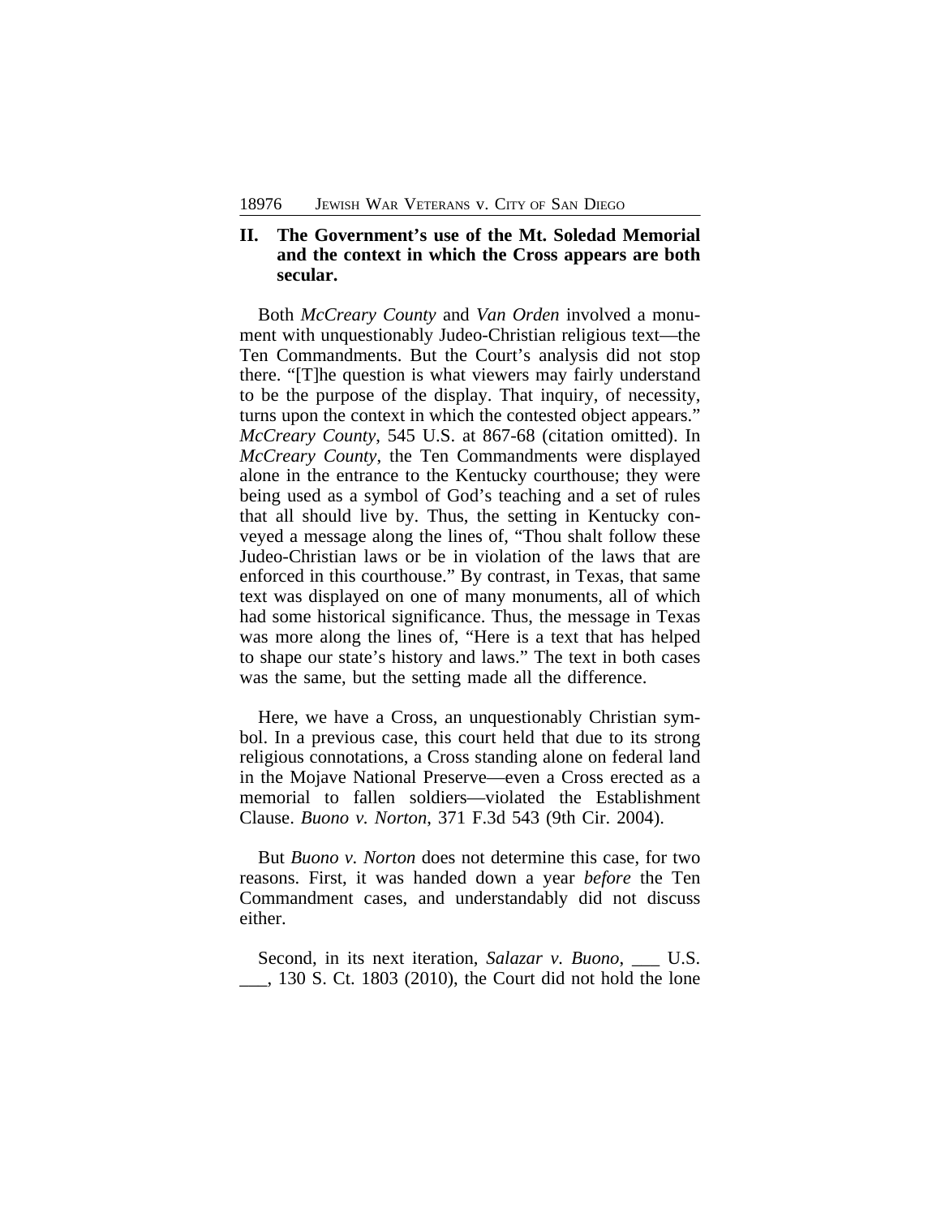## II. The Government's use of the Mt. Soledad Memorial and the context in which the Cross appears are both secular.

Both *McCreary County* and *Van Orden* involved a monument with unquestionably Judeo-Christian religious text—the Ten Commandments. But the Court's analysis did not stop there. "[T]he question is what viewers may fairly understand to be the purpose of the display. That inquiry, of necessity, turns upon the context in which the contested object appears." *McCreary County*, 545 U.S. at 867-68 (citation omitted). In *McCreary County*, the Ten Commandments were displayed alone in the entrance to the Kentucky courthouse; they were being used as a symbol of God's teaching and a set of rules that all should live by. Thus, the setting in Kentucky conveyed a message along the lines of, "Thou shalt follow these Judeo-Christian laws or be in violation of the laws that are enforced in this courthouse." By contrast, in Texas, that same text was displayed on one of many monuments, all of which had some historical significance. Thus, the message in Texas was more along the lines of, "Here is a text that has helped to shape our state's history and laws." The text in both cases was the same, but the setting made all the difference.

Here, we have a Cross, an unquestionably Christian symbol. In a previous case, this court held that due to its strong religious connotations, a Cross standing alone on federal land in the Mojave National Preserve—even a Cross erected as a memorial to fallen soldiers—violated the Establishment Clause. *Buono v. Norton*, 371 F.3d 543 (9th Cir. 2004).

But *Buono v. Norton* does not determine this case, for two reasons. First, it was handed down a year *before* the Ten Commandment cases, and understandably did not discuss either.

Second, in its next iteration, *Salazar v. Buono*, ___ U.S. ___, 130 S. Ct. 1803 (2010), the Court did not hold the lone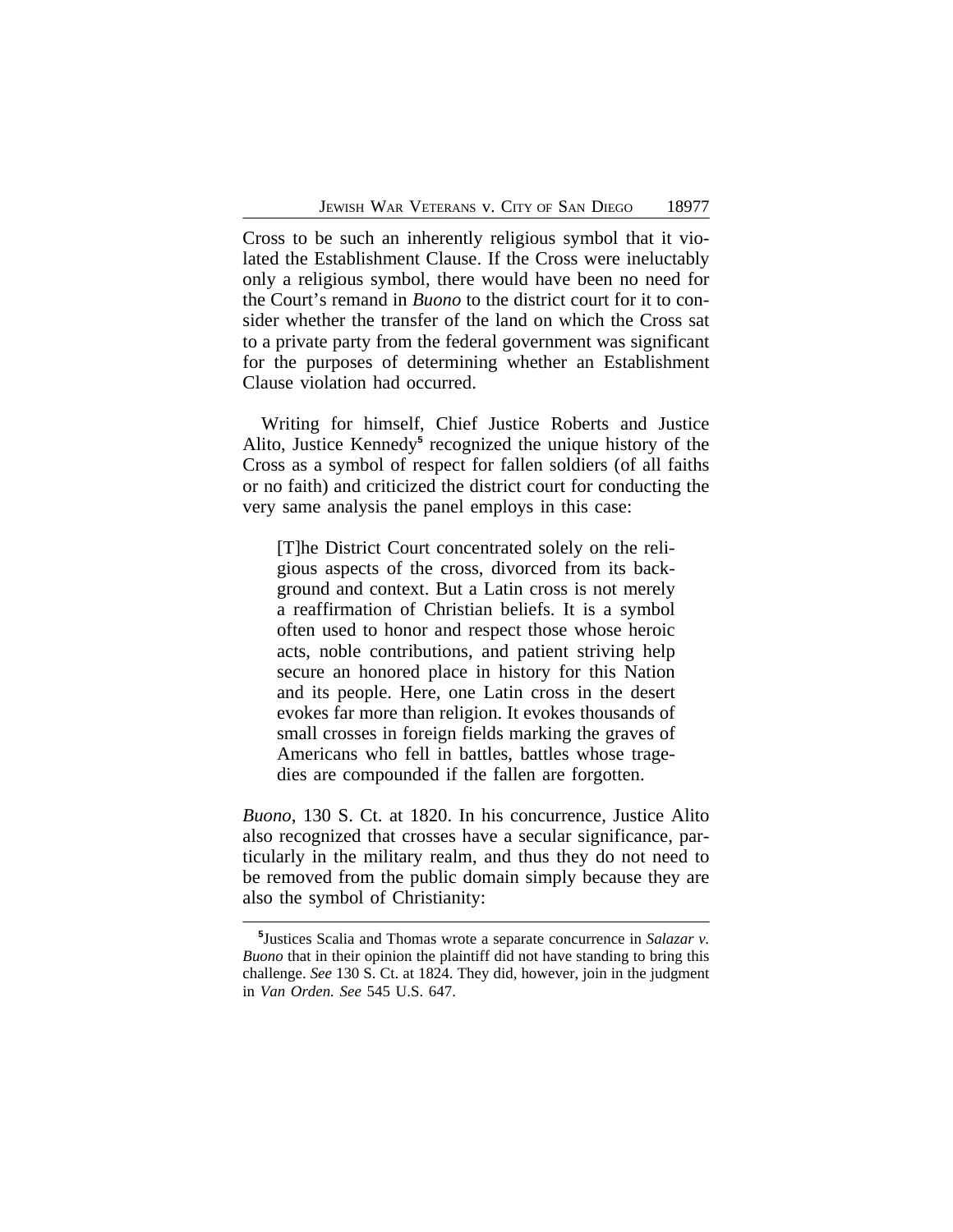Cross to be such an inherently religious symbol that it violated the Establishment Clause. If the Cross were ineluctably only a religious symbol, there would have been no need for the Court's remand in *Buono* to the district court for it to consider whether the transfer of the land on which the Cross sat to a private party from the federal government was significant for the purposes of determining whether an Establishment Clause violation had occurred.

Writing for himself, Chief Justice Roberts and Justice Alito, Justice Kennedy[5] recognized the unique history of the Cross as a symbol of respect for fallen soldiers (of all faiths or no faith) and criticized the district court for conducting the very same analysis the panel employs in this case:

> [T]he District Court concentrated solely on the religious aspects of the cross, divorced from its background and context. But a Latin cross is not merely a reaffirmation of Christian beliefs. It is a symbol often used to honor and respect those whose heroic acts, noble contributions, and patient striving help secure an honored place in history for this Nation and its people. Here, one Latin cross in the desert evokes far more than religion. It evokes thousands of small crosses in foreign fields marking the graves of Americans who fell in battles, battles whose tragedies are compounded if the fallen are forgotten.

*Buono*, 130 S. Ct. at 1820. In his concurrence, Justice Alito also recognized that crosses have a secular significance, particularly in the military realm, and thus they do not need to be removed from the public domain simply because they are also the symbol of Christianity:

---

[5]Justices Scalia and Thomas wrote a separate concurrence in *Salazar v. Buono* that in their opinion the plaintiff did not have standing to bring this challenge. *See* 130 S. Ct. at 1824. They did, however, join in the judgment in *Van Orden. See* 545 U.S. 647.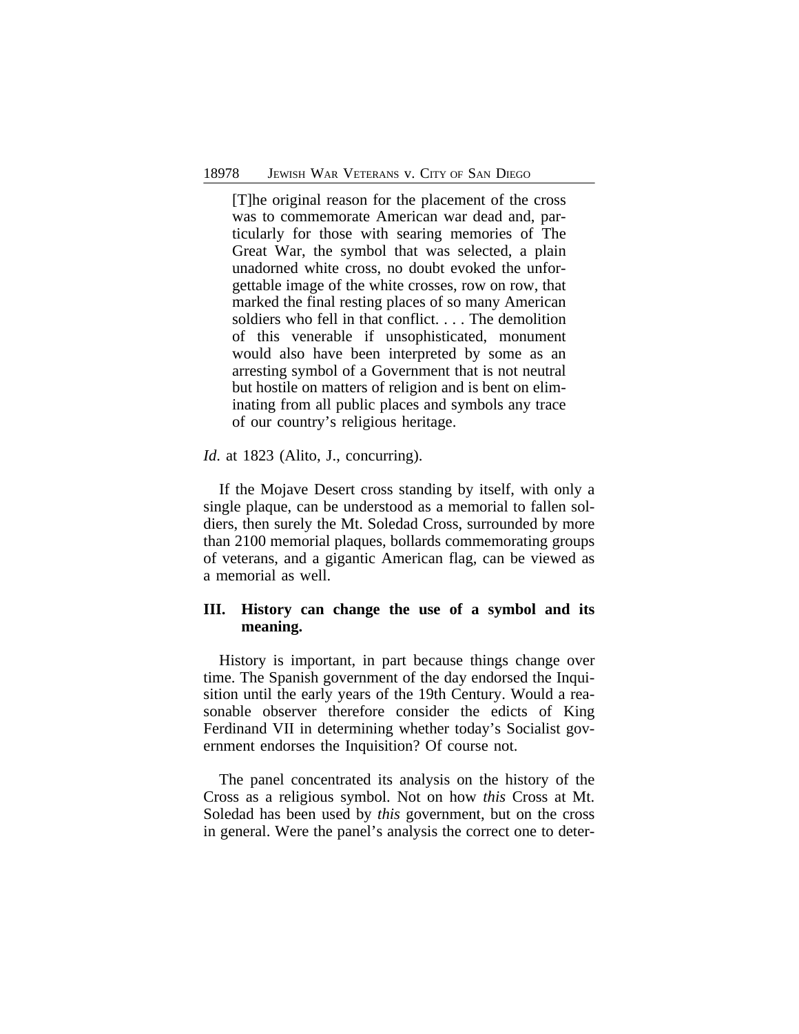> [T]he original reason for the placement of the cross was to commemorate American war dead and, particularly for those with searing memories of The Great War, the symbol that was selected, a plain unadorned white cross, no doubt evoked the unforgettable image of the white crosses, row on row, that marked the final resting places of so many American soldiers who fell in that conflict. . . . The demolition of this venerable if unsophisticated, monument would also have been interpreted by some as an arresting symbol of a Government that is not neutral but hostile on matters of religion and is bent on eliminating from all public places and symbols any trace of our country's religious heritage.

*Id.* at 1823 (Alito, J., concurring).

If the Mojave Desert cross standing by itself, with only a single plaque, can be understood as a memorial to fallen soldiers, then surely the Mt. Soledad Cross, surrounded by more than 2100 memorial plaques, bollards commemorating groups of veterans, and a gigantic American flag, can be viewed as a memorial as well.

### III. History can change the use of a symbol and its meaning.

History is important, in part because things change over time. The Spanish government of the day endorsed the Inquisition until the early years of the 19th Century. Would a reasonable observer therefore consider the edicts of King Ferdinand VII in determining whether today's Socialist government endorses the Inquisition? Of course not.

The panel concentrated its analysis on the history of the Cross as a religious symbol. Not on how *this* Cross at Mt. Soledad has been used by *this* government, but on the cross in general. Were the panel's analysis the correct one to deter-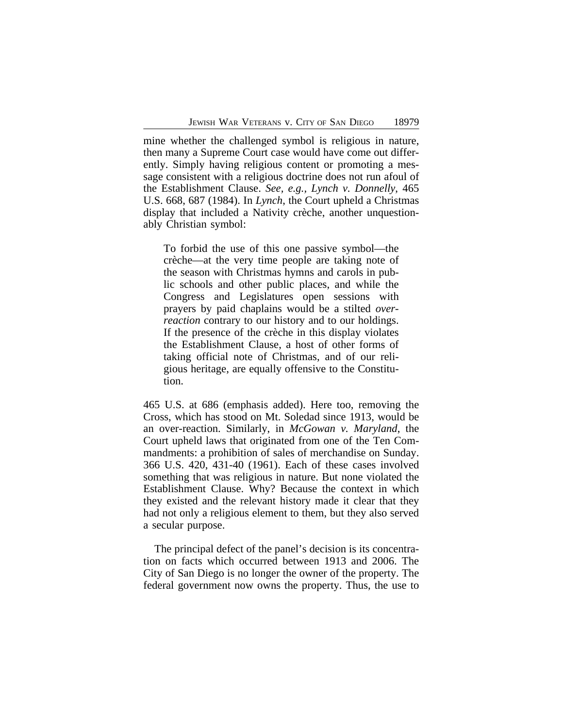mine whether the challenged symbol is religious in nature, then many a Supreme Court case would have come out differently. Simply having religious content or promoting a message consistent with a religious doctrine does not run afoul of the Establishment Clause. *See, e.g., Lynch v. Donnelly*, 465 U.S. 668, 687 (1984). In *Lynch*, the Court upheld a Christmas display that included a Nativity crèche, another unquestionably Christian symbol:

> To forbid the use of this one passive symbol—the crèche—at the very time people are taking note of the season with Christmas hymns and carols in public schools and other public places, and while the Congress and Legislatures open sessions with prayers by paid chaplains would be a stilted *over-reaction* contrary to our history and to our holdings. If the presence of the crèche in this display violates the Establishment Clause, a host of other forms of taking official note of Christmas, and of our religious heritage, are equally offensive to the Constitution.

465 U.S. at 686 (emphasis added). Here too, removing the Cross, which has stood on Mt. Soledad since 1913, would be an over-reaction. Similarly, in *McGowan v. Maryland*, the Court upheld laws that originated from one of the Ten Commandments: a prohibition of sales of merchandise on Sunday. 366 U.S. 420, 431-40 (1961). Each of these cases involved something that was religious in nature. But none violated the Establishment Clause. Why? Because the context in which they existed and the relevant history made it clear that they had not only a religious element to them, but they also served a secular purpose.

The principal defect of the panel's decision is its concentration on facts which occurred between 1913 and 2006. The City of San Diego is no longer the owner of the property. The federal government now owns the property. Thus, the use to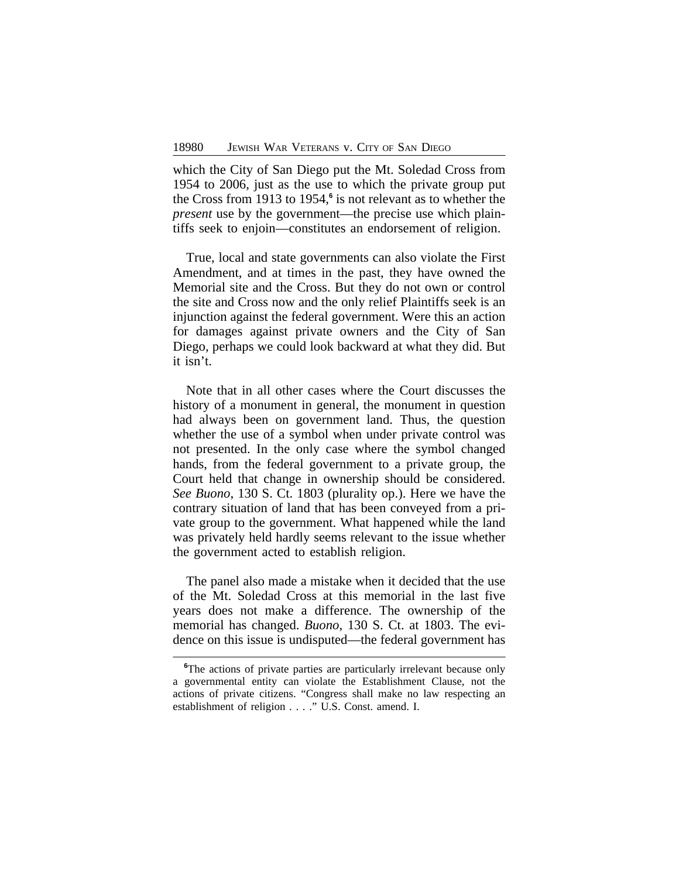which the City of San Diego put the Mt. Soledad Cross from 1954 to 2006, just as the use to which the private group put the Cross from 1913 to 1954,[6] is not relevant as to whether the *present* use by the government—the precise use which plaintiffs seek to enjoin—constitutes an endorsement of religion.

True, local and state governments can also violate the First Amendment, and at times in the past, they have owned the Memorial site and the Cross. But they do not own or control the site and Cross now and the only relief Plaintiffs seek is an injunction against the federal government. Were this an action for damages against private owners and the City of San Diego, perhaps we could look backward at what they did. But it isn't.

Note that in all other cases where the Court discusses the history of a monument in general, the monument in question had always been on government land. Thus, the question whether the use of a symbol when under private control was not presented. In the only case where the symbol changed hands, from the federal government to a private group, the Court held that change in ownership should be considered. *See Buono*, 130 S. Ct. 1803 (plurality op.). Here we have the contrary situation of land that has been conveyed from a private group to the government. What happened while the land was privately held hardly seems relevant to the issue whether the government acted to establish religion.

The panel also made a mistake when it decided that the use of the Mt. Soledad Cross at this memorial in the last five years does not make a difference. The ownership of the memorial has changed. *Buono*, 130 S. Ct. at 1803. The evidence on this issue is undisputed—the federal government has

[6]The actions of private parties are particularly irrelevant because only a governmental entity can violate the Establishment Clause, not the actions of private citizens. "Congress shall make no law respecting an establishment of religion . . . ." U.S. Const. amend. I.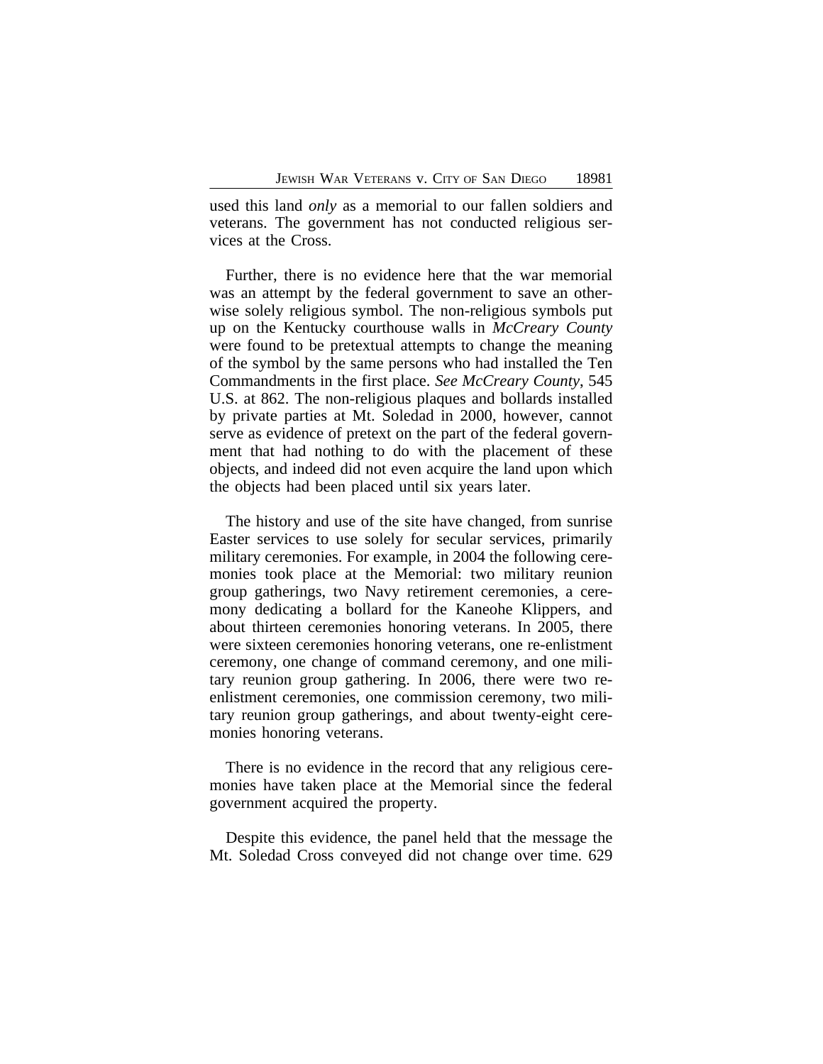used this land *only* as a memorial to our fallen soldiers and veterans. The government has not conducted religious services at the Cross.

Further, there is no evidence here that the war memorial was an attempt by the federal government to save an otherwise solely religious symbol. The non-religious symbols put up on the Kentucky courthouse walls in *McCreary County* were found to be pretextual attempts to change the meaning of the symbol by the same persons who had installed the Ten Commandments in the first place. *See McCreary County*, 545 U.S. at 862. The non-religious plaques and bollards installed by private parties at Mt. Soledad in 2000, however, cannot serve as evidence of pretext on the part of the federal government that had nothing to do with the placement of these objects, and indeed did not even acquire the land upon which the objects had been placed until six years later.

The history and use of the site have changed, from sunrise Easter services to use solely for secular services, primarily military ceremonies. For example, in 2004 the following ceremonies took place at the Memorial: two military reunion group gatherings, two Navy retirement ceremonies, a ceremony dedicating a bollard for the Kaneohe Klippers, and about thirteen ceremonies honoring veterans. In 2005, there were sixteen ceremonies honoring veterans, one re-enlistment ceremony, one change of command ceremony, and one military reunion group gathering. In 2006, there were two re-enlistment ceremonies, one commission ceremony, two military reunion group gatherings, and about twenty-eight ceremonies honoring veterans.

There is no evidence in the record that any religious ceremonies have taken place at the Memorial since the federal government acquired the property.

Despite this evidence, the panel held that the message the Mt. Soledad Cross conveyed did not change over time. 629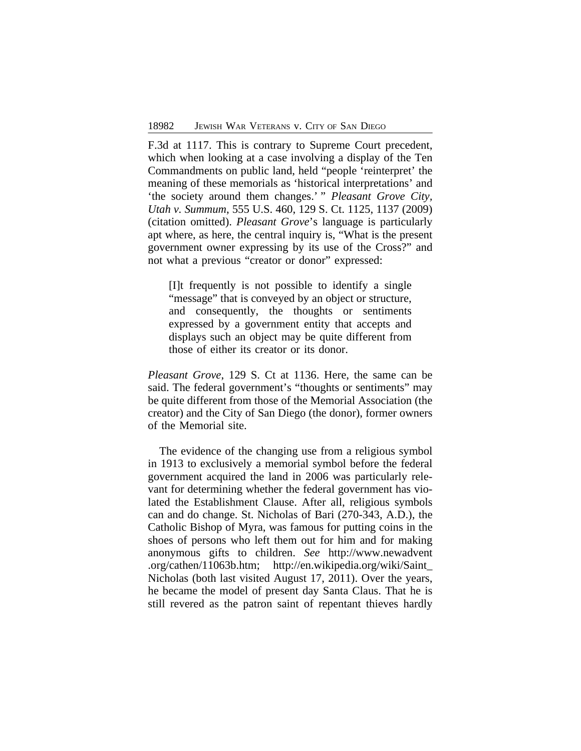F.3d at 1117. This is contrary to Supreme Court precedent, which when looking at a case involving a display of the Ten Commandments on public land, held "people 'reinterpret' the meaning of these memorials as 'historical interpretations' and 'the society around them changes.' " *Pleasant Grove City, Utah v. Summum*, 555 U.S. 460, 129 S. Ct. 1125, 1137 (2009) (citation omitted). *Pleasant Grove*'s language is particularly apt where, as here, the central inquiry is, "What is the present government owner expressing by its use of the Cross?" and not what a previous "creator or donor" expressed:

> [I]t frequently is not possible to identify a single "message" that is conveyed by an object or structure, and consequently, the thoughts or sentiments expressed by a government entity that accepts and displays such an object may be quite different from those of either its creator or its donor.

*Pleasant Grove*, 129 S. Ct at 1136. Here, the same can be said. The federal government's "thoughts or sentiments" may be quite different from those of the Memorial Association (the creator) and the City of San Diego (the donor), former owners of the Memorial site.

The evidence of the changing use from a religious symbol in 1913 to exclusively a memorial symbol before the federal government acquired the land in 2006 was particularly relevant for determining whether the federal government has violated the Establishment Clause. After all, religious symbols can and do change. St. Nicholas of Bari (270-343, A.D.), the Catholic Bishop of Myra, was famous for putting coins in the shoes of persons who left them out for him and for making anonymous gifts to children. *See* http://www.newadvent.org/cathen/11063b.htm; http://en.wikipedia.org/wiki/Saint_Nicholas (both last visited August 17, 2011). Over the years, he became the model of present day Santa Claus. That he is still revered as the patron saint of repentant thieves hardly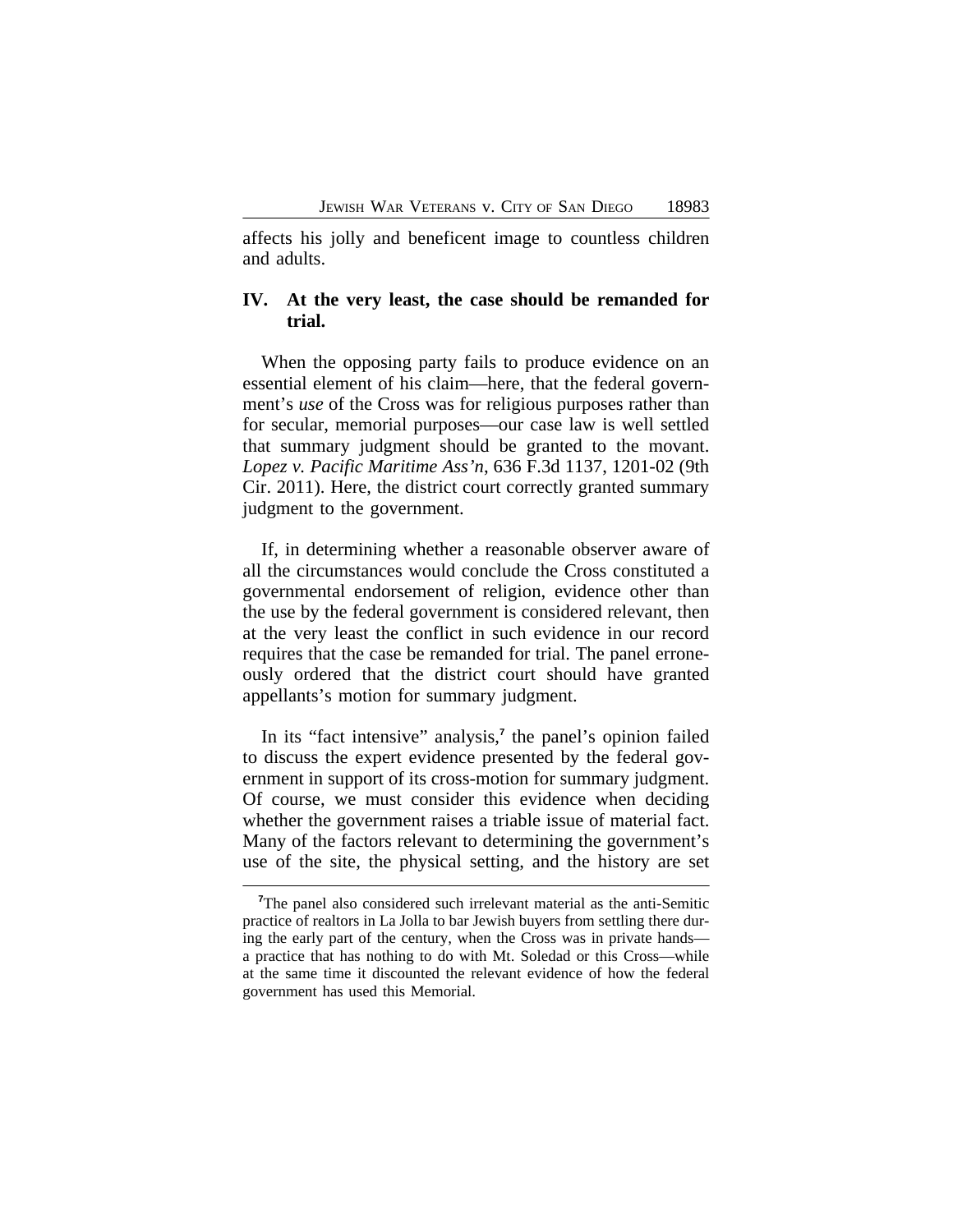affects his jolly and beneficent image to countless children and adults.

## IV. At the very least, the case should be remanded for trial.

When the opposing party fails to produce evidence on an essential element of his claim—here, that the federal government's *use* of the Cross was for religious purposes rather than for secular, memorial purposes—our case law is well settled that summary judgment should be granted to the movant. *Lopez v. Pacific Maritime Ass'n*, 636 F.3d 1137, 1201-02 (9th Cir. 2011). Here, the district court correctly granted summary judgment to the government.

If, in determining whether a reasonable observer aware of all the circumstances would conclude the Cross constituted a governmental endorsement of religion, evidence other than the use by the federal government is considered relevant, then at the very least the conflict in such evidence in our record requires that the case be remanded for trial. The panel erroneously ordered that the district court should have granted appellants's motion for summary judgment.

In its "fact intensive" analysis,[7] the panel's opinion failed to discuss the expert evidence presented by the federal government in support of its cross-motion for summary judgment. Of course, we must consider this evidence when deciding whether the government raises a triable issue of material fact. Many of the factors relevant to determining the government's use of the site, the physical setting, and the history are set

[7]The panel also considered such irrelevant material as the anti-Semitic practice of realtors in La Jolla to bar Jewish buyers from settling there during the early part of the century, when the Cross was in private hands—a practice that has nothing to do with Mt. Soledad or this Cross—while at the same time it discounted the relevant evidence of how the federal government has used this Memorial.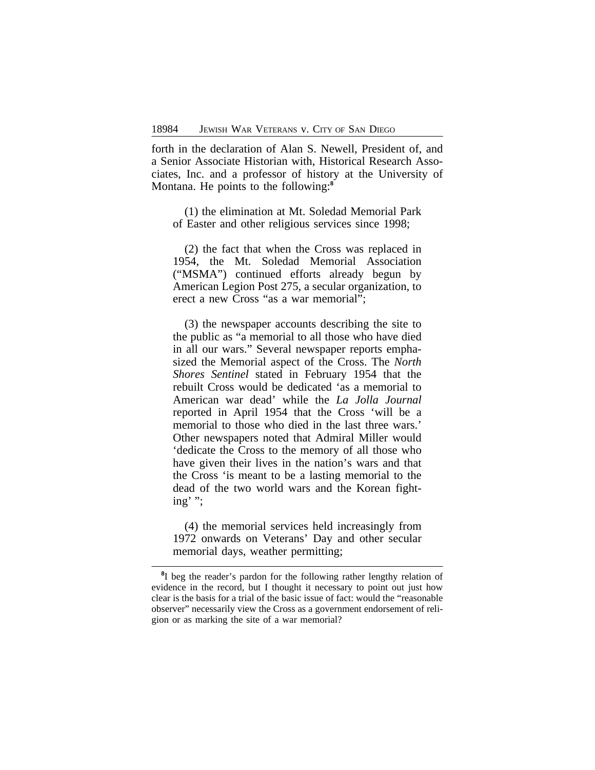forth in the declaration of Alan S. Newell, President of, and a Senior Associate Historian with, Historical Research Associates, Inc. and a professor of history at the University of Montana. He points to the following:[8]

> (1) the elimination at Mt. Soledad Memorial Park of Easter and other religious services since 1998;
>
> (2) the fact that when the Cross was replaced in 1954, the Mt. Soledad Memorial Association ("MSMA") continued efforts already begun by American Legion Post 275, a secular organization, to erect a new Cross "as a war memorial";
>
> (3) the newspaper accounts describing the site to the public as "a memorial to all those who have died in all our wars." Several newspaper reports emphasized the Memorial aspect of the Cross. The *North Shores Sentinel* stated in February 1954 that the rebuilt Cross would be dedicated 'as a memorial to American war dead' while the *La Jolla Journal* reported in April 1954 that the Cross 'will be a memorial to those who died in the last three wars.' Other newspapers noted that Admiral Miller would 'dedicate the Cross to the memory of all those who have given their lives in the nation's wars and that the Cross 'is meant to be a lasting memorial to the dead of the two world wars and the Korean fighting' ";
>
> (4) the memorial services held increasingly from 1972 onwards on Veterans' Day and other secular memorial days, weather permitting;

---

[8] I beg the reader's pardon for the following rather lengthy relation of evidence in the record, but I thought it necessary to point out just how clear is the basis for a trial of the basic issue of fact: would the "reasonable observer" necessarily view the Cross as a government endorsement of religion or as marking the site of a war memorial?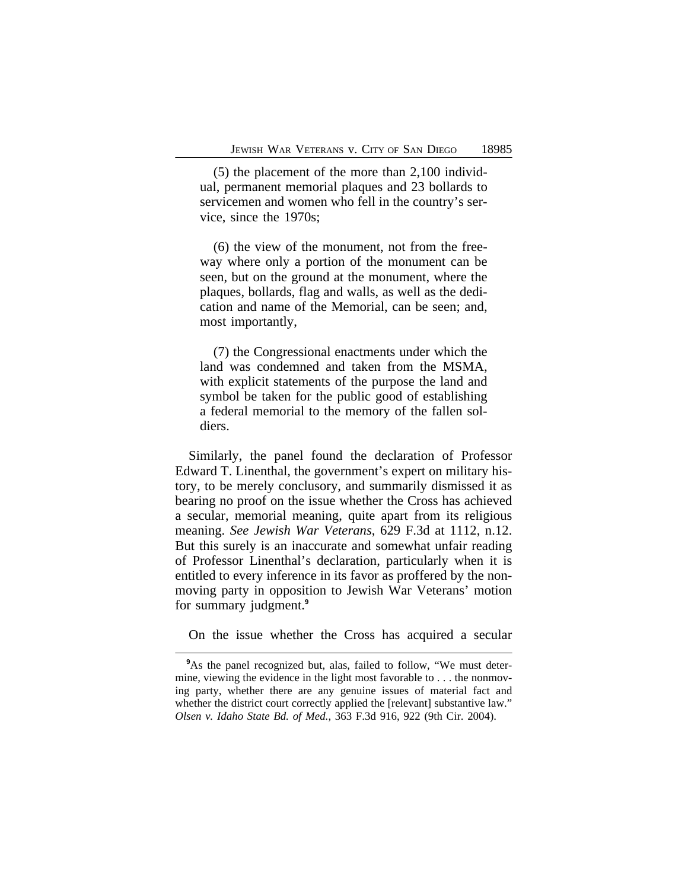(5) the placement of the more than 2,100 individual, permanent memorial plaques and 23 bollards to servicemen and women who fell in the country's service, since the 1970s;

(6) the view of the monument, not from the freeway where only a portion of the monument can be seen, but on the ground at the monument, where the plaques, bollards, flag and walls, as well as the dedication and name of the Memorial, can be seen; and, most importantly,

(7) the Congressional enactments under which the land was condemned and taken from the MSMA, with explicit statements of the purpose the land and symbol be taken for the public good of establishing a federal memorial to the memory of the fallen soldiers.

Similarly, the panel found the declaration of Professor Edward T. Linenthal, the government's expert on military history, to be merely conclusory, and summarily dismissed it as bearing no proof on the issue whether the Cross has achieved a secular, memorial meaning, quite apart from its religious meaning. *See Jewish War Veterans*, 629 F.3d at 1112, n.12. But this surely is an inaccurate and somewhat unfair reading of Professor Linenthal's declaration, particularly when it is entitled to every inference in its favor as proffered by the non-moving party in opposition to Jewish War Veterans' motion for summary judgment.[9]

On the issue whether the Cross has acquired a secular

[9]As the panel recognized but, alas, failed to follow, "We must determine, viewing the evidence in the light most favorable to . . . the nonmoving party, whether there are any genuine issues of material fact and whether the district court correctly applied the [relevant] substantive law." *Olsen v. Idaho State Bd. of Med.*, 363 F.3d 916, 922 (9th Cir. 2004).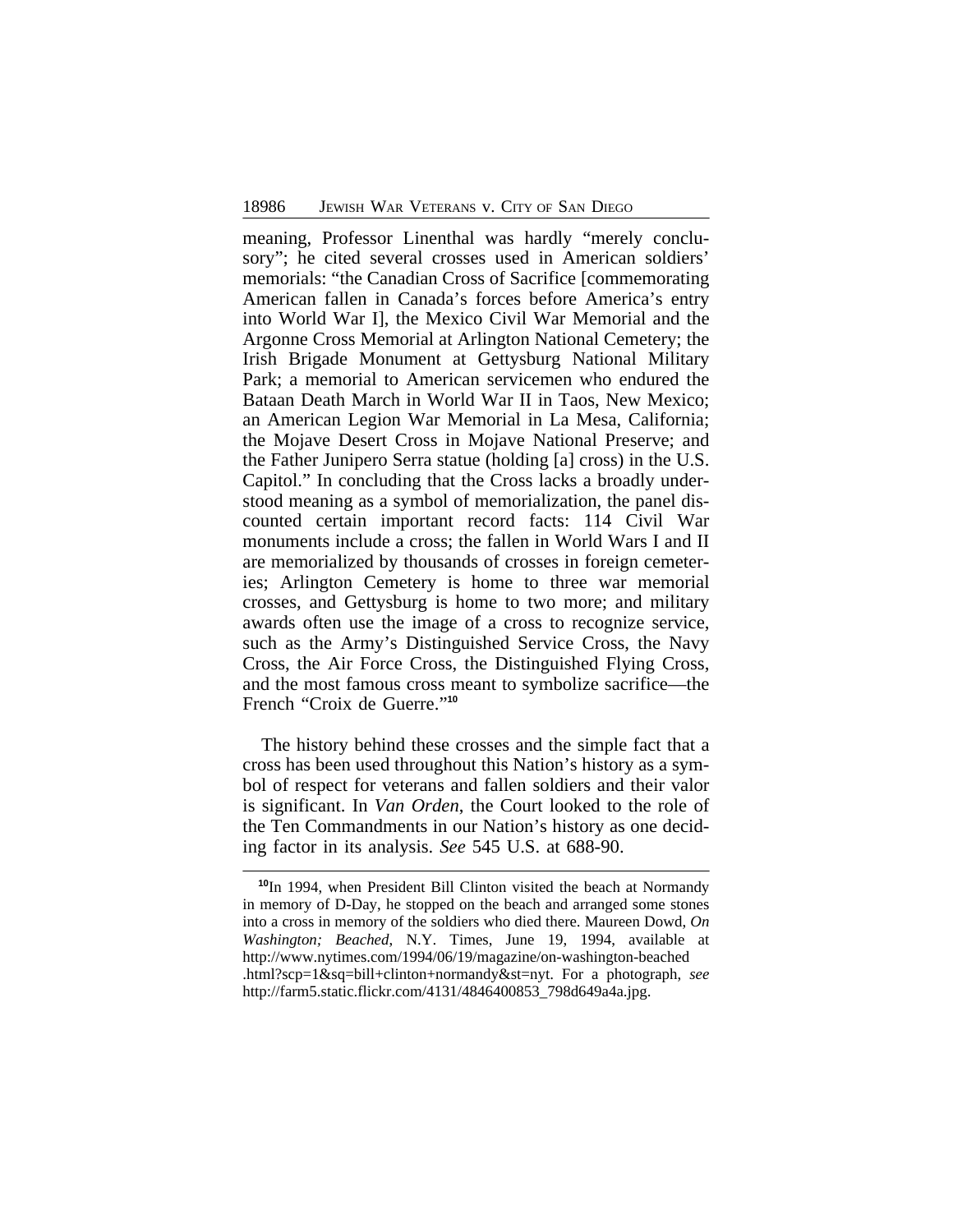meaning, Professor Linenthal was hardly "merely conclusory"; he cited several crosses used in American soldiers' memorials: "the Canadian Cross of Sacrifice [commemorating American fallen in Canada's forces before America's entry into World War I], the Mexico Civil War Memorial and the Argonne Cross Memorial at Arlington National Cemetery; the Irish Brigade Monument at Gettysburg National Military Park; a memorial to American servicemen who endured the Bataan Death March in World War II in Taos, New Mexico; an American Legion War Memorial in La Mesa, California; the Mojave Desert Cross in Mojave National Preserve; and the Father Junipero Serra statue (holding [a] cross) in the U.S. Capitol." In concluding that the Cross lacks a broadly understood meaning as a symbol of memorialization, the panel discounted certain important record facts: 114 Civil War monuments include a cross; the fallen in World Wars I and II are memorialized by thousands of crosses in foreign cemeteries; Arlington Cemetery is home to three war memorial crosses, and Gettysburg is home to two more; and military awards often use the image of a cross to recognize service, such as the Army's Distinguished Service Cross, the Navy Cross, the Air Force Cross, the Distinguished Flying Cross, and the most famous cross meant to symbolize sacrifice—the French "Croix de Guerre."[10]

The history behind these crosses and the simple fact that a cross has been used throughout this Nation's history as a symbol of respect for veterans and fallen soldiers and their valor is significant. In *Van Orden*, the Court looked to the role of the Ten Commandments in our Nation's history as one deciding factor in its analysis. *See* 545 U.S. at 688-90.

[10] In 1994, when President Bill Clinton visited the beach at Normandy in memory of D-Day, he stopped on the beach and arranged some stones into a cross in memory of the soldiers who died there. Maureen Dowd, *On Washington; Beached*, N.Y. Times, June 19, 1994, available at http://www.nytimes.com/1994/06/19/magazine/on-washington-beached.html?scp=1&sq=bill+clinton+normandy&st=nyt. For a photograph, *see* http://farm5.static.flickr.com/4131/4846400853_798d649a4a.jpg.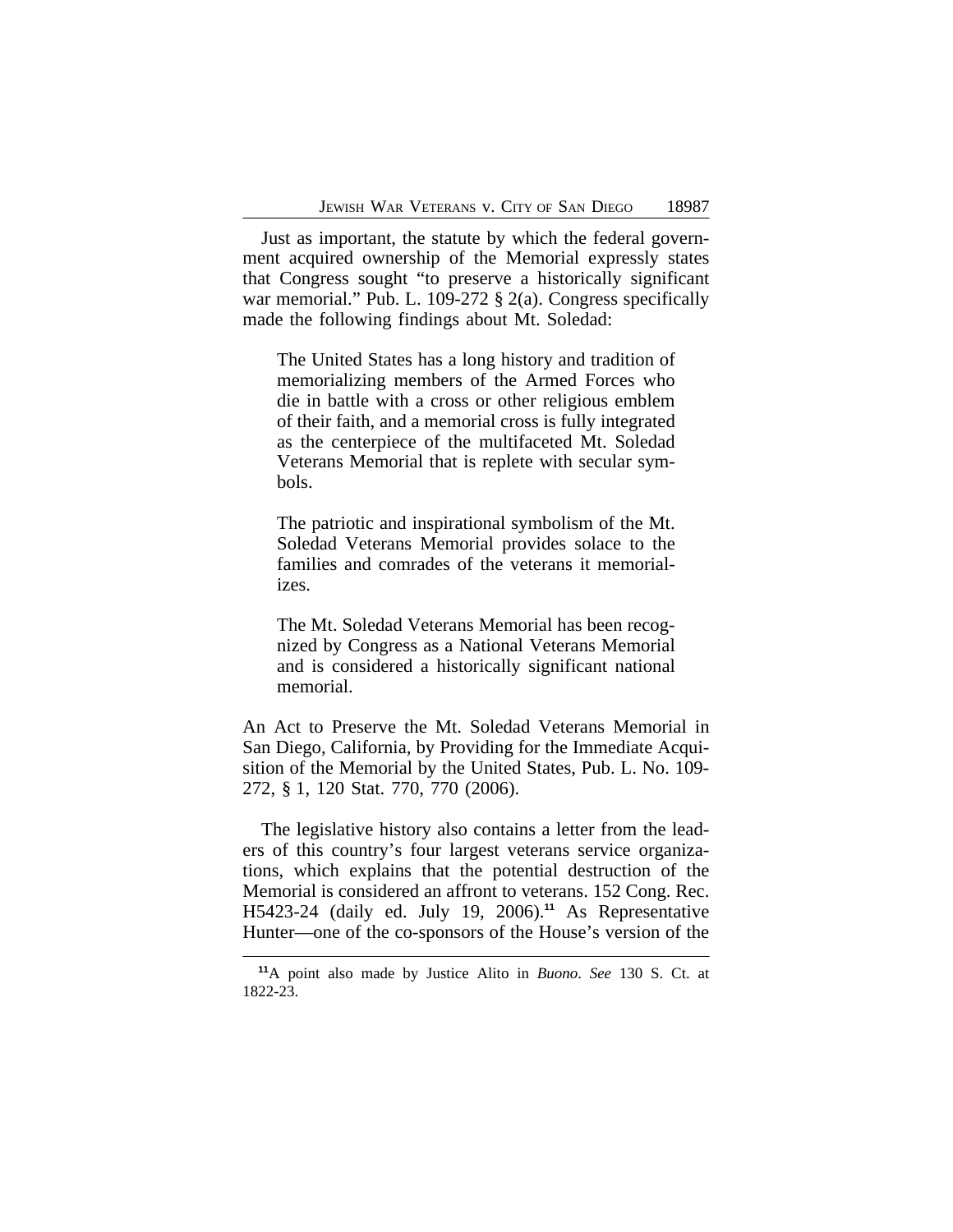Just as important, the statute by which the federal government acquired ownership of the Memorial expressly states that Congress sought "to preserve a historically significant war memorial." Pub. L. 109-272 § 2(a). Congress specifically made the following findings about Mt. Soledad:

> The United States has a long history and tradition of memorializing members of the Armed Forces who die in battle with a cross or other religious emblem of their faith, and a memorial cross is fully integrated as the centerpiece of the multifaceted Mt. Soledad Veterans Memorial that is replete with secular symbols.
>
> The patriotic and inspirational symbolism of the Mt. Soledad Veterans Memorial provides solace to the families and comrades of the veterans it memorializes.
>
> The Mt. Soledad Veterans Memorial has been recognized by Congress as a National Veterans Memorial and is considered a historically significant national memorial.

An Act to Preserve the Mt. Soledad Veterans Memorial in San Diego, California, by Providing for the Immediate Acquisition of the Memorial by the United States, Pub. L. No. 109-272, § 1, 120 Stat. 770, 770 (2006).

The legislative history also contains a letter from the leaders of this country's four largest veterans service organizations, which explains that the potential destruction of the Memorial is considered an affront to veterans. 152 Cong. Rec. H5423-24 (daily ed. July 19, 2006).[11] As Representative Hunter—one of the co-sponsors of the House's version of the

---

[11] A point also made by Justice Alito in *Buono*. *See* 130 S. Ct. at 1822-23.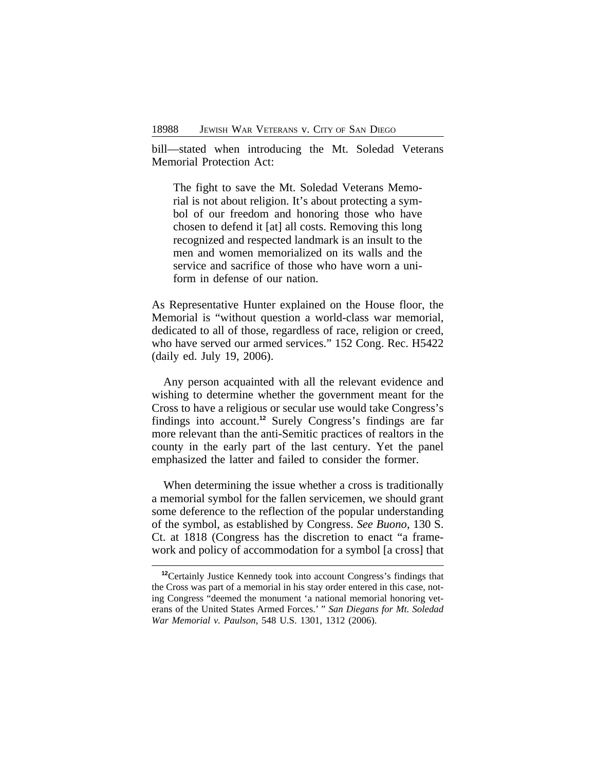bill—stated when introducing the Mt. Soledad Veterans Memorial Protection Act:

> The fight to save the Mt. Soledad Veterans Memorial is not about religion. It's about protecting a symbol of our freedom and honoring those who have chosen to defend it [at] all costs. Removing this long recognized and respected landmark is an insult to the men and women memorialized on its walls and the service and sacrifice of those who have worn a uniform in defense of our nation.

As Representative Hunter explained on the House floor, the Memorial is "without question a world-class war memorial, dedicated to all of those, regardless of race, religion or creed, who have served our armed services." 152 Cong. Rec. H5422 (daily ed. July 19, 2006).

Any person acquainted with all the relevant evidence and wishing to determine whether the government meant for the Cross to have a religious or secular use would take Congress's findings into account.[12] Surely Congress's findings are far more relevant than the anti-Semitic practices of realtors in the county in the early part of the last century. Yet the panel emphasized the latter and failed to consider the former.

When determining the issue whether a cross is traditionally a memorial symbol for the fallen servicemen, we should grant some deference to the reflection of the popular understanding of the symbol, as established by Congress. *See Buono*, 130 S. Ct. at 1818 (Congress has the discretion to enact "a framework and policy of accommodation for a symbol [a cross] that

---

[12]Certainly Justice Kennedy took into account Congress's findings that the Cross was part of a memorial in his stay order entered in this case, noting Congress "deemed the monument 'a national memorial honoring veterans of the United States Armed Forces.' " *San Diegans for Mt. Soledad War Memorial v. Paulson*, 548 U.S. 1301, 1312 (2006).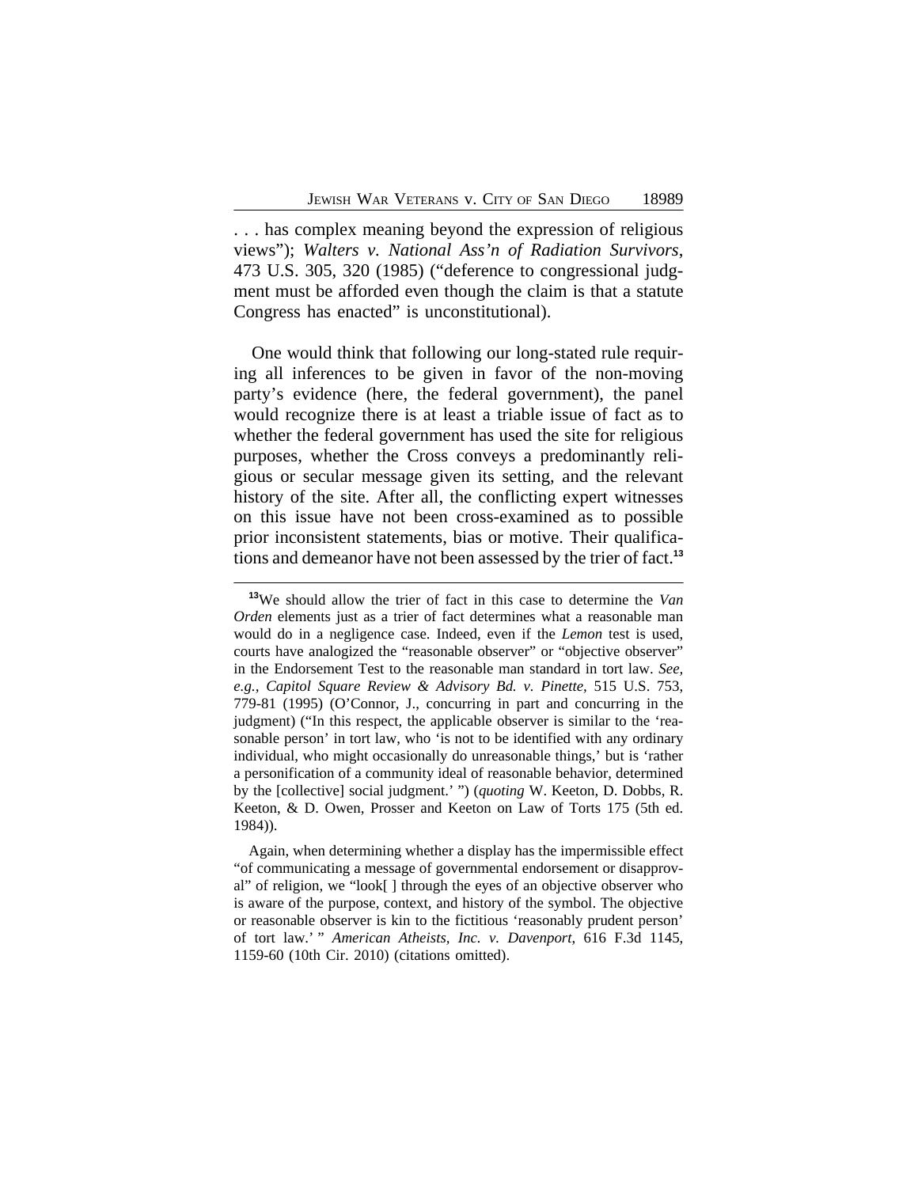. . . has complex meaning beyond the expression of religious views"); *Walters v. National Ass'n of Radiation Survivors*, 473 U.S. 305, 320 (1985) ("deference to congressional judgment must be afforded even though the claim is that a statute Congress has enacted" is unconstitutional).

One would think that following our long-stated rule requiring all inferences to be given in favor of the non-moving party's evidence (here, the federal government), the panel would recognize there is at least a triable issue of fact as to whether the federal government has used the site for religious purposes, whether the Cross conveys a predominantly religious or secular message given its setting, and the relevant history of the site. After all, the conflicting expert witnesses on this issue have not been cross-examined as to possible prior inconsistent statements, bias or motive. Their qualifications and demeanor have not been assessed by the trier of fact.[13]

---

[13]We should allow the trier of fact in this case to determine the *Van Orden* elements just as a trier of fact determines what a reasonable man would do in a negligence case. Indeed, even if the *Lemon* test is used, courts have analogized the "reasonable observer" or "objective observer" in the Endorsement Test to the reasonable man standard in tort law. *See, e.g.*, *Capitol Square Review & Advisory Bd. v. Pinette*, 515 U.S. 753, 779-81 (1995) (O'Connor, J., concurring in part and concurring in the judgment) ("In this respect, the applicable observer is similar to the 'reasonable person' in tort law, who 'is not to be identified with any ordinary individual, who might occasionally do unreasonable things,' but is 'rather a personification of a community ideal of reasonable behavior, determined by the [collective] social judgment.' ") (*quoting* W. Keeton, D. Dobbs, R. Keeton, & D. Owen, Prosser and Keeton on Law of Torts 175 (5th ed. 1984)).

Again, when determining whether a display has the impermissible effect "of communicating a message of governmental endorsement or disapproval" of religion, we "look[ ] through the eyes of an objective observer who is aware of the purpose, context, and history of the symbol. The objective or reasonable observer is kin to the fictitious 'reasonably prudent person' of tort law.' " *American Atheists, Inc. v. Davenport*, 616 F.3d 1145, 1159-60 (10th Cir. 2010) (citations omitted).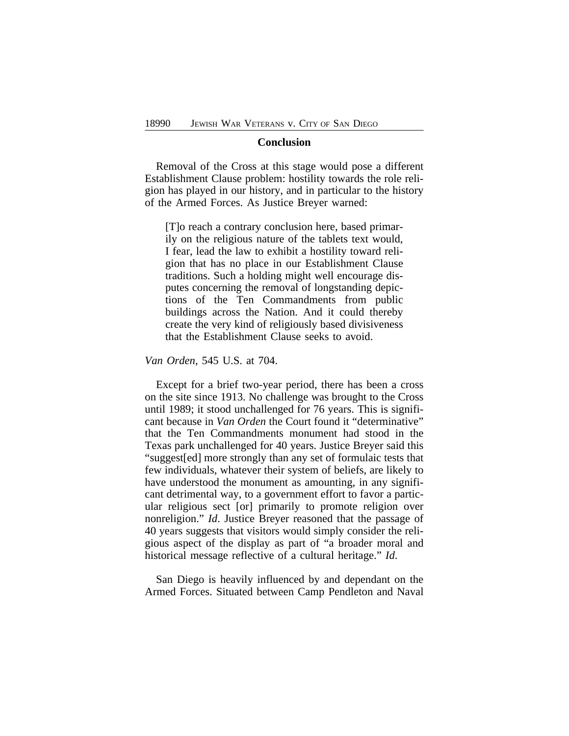## Conclusion

Removal of the Cross at this stage would pose a different Establishment Clause problem: hostility towards the role religion has played in our history, and in particular to the history of the Armed Forces. As Justice Breyer warned:

> [T]o reach a contrary conclusion here, based primarily on the religious nature of the tablets text would, I fear, lead the law to exhibit a hostility toward religion that has no place in our Establishment Clause traditions. Such a holding might well encourage disputes concerning the removal of longstanding depictions of the Ten Commandments from public buildings across the Nation. And it could thereby create the very kind of religiously based divisiveness that the Establishment Clause seeks to avoid.

*Van Orden*, 545 U.S. at 704.

Except for a brief two-year period, there has been a cross on the site since 1913. No challenge was brought to the Cross until 1989; it stood unchallenged for 76 years. This is significant because in *Van Orden* the Court found it "determinative" that the Ten Commandments monument had stood in the Texas park unchallenged for 40 years. Justice Breyer said this "suggest[ed] more strongly than any set of formulaic tests that few individuals, whatever their system of beliefs, are likely to have understood the monument as amounting, in any significant detrimental way, to a government effort to favor a particular religious sect [or] primarily to promote religion over nonreligion." *Id*. Justice Breyer reasoned that the passage of 40 years suggests that visitors would simply consider the religious aspect of the display as part of "a broader moral and historical message reflective of a cultural heritage." *Id*.

San Diego is heavily influenced by and dependant on the Armed Forces. Situated between Camp Pendleton and Naval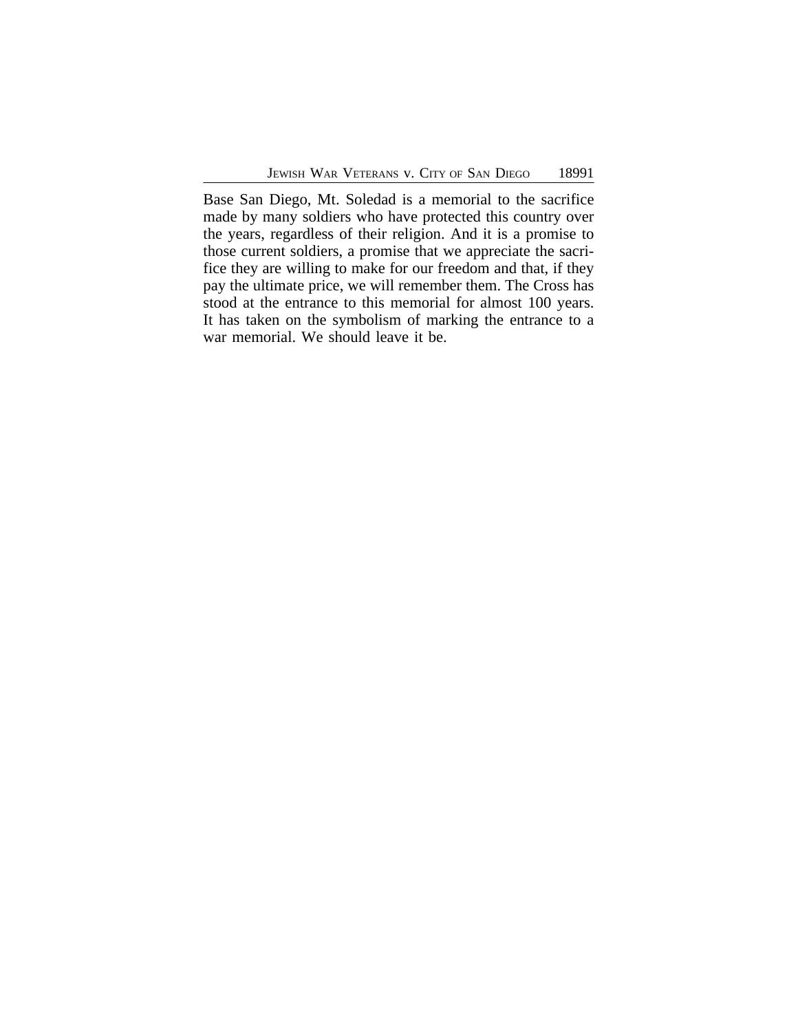Base San Diego, Mt. Soledad is a memorial to the sacrifice made by many soldiers who have protected this country over the years, regardless of their religion. And it is a promise to those current soldiers, a promise that we appreciate the sacrifice they are willing to make for our freedom and that, if they pay the ultimate price, we will remember them. The Cross has stood at the entrance to this memorial for almost 100 years. It has taken on the symbolism of marking the entrance to a war memorial. We should leave it be.